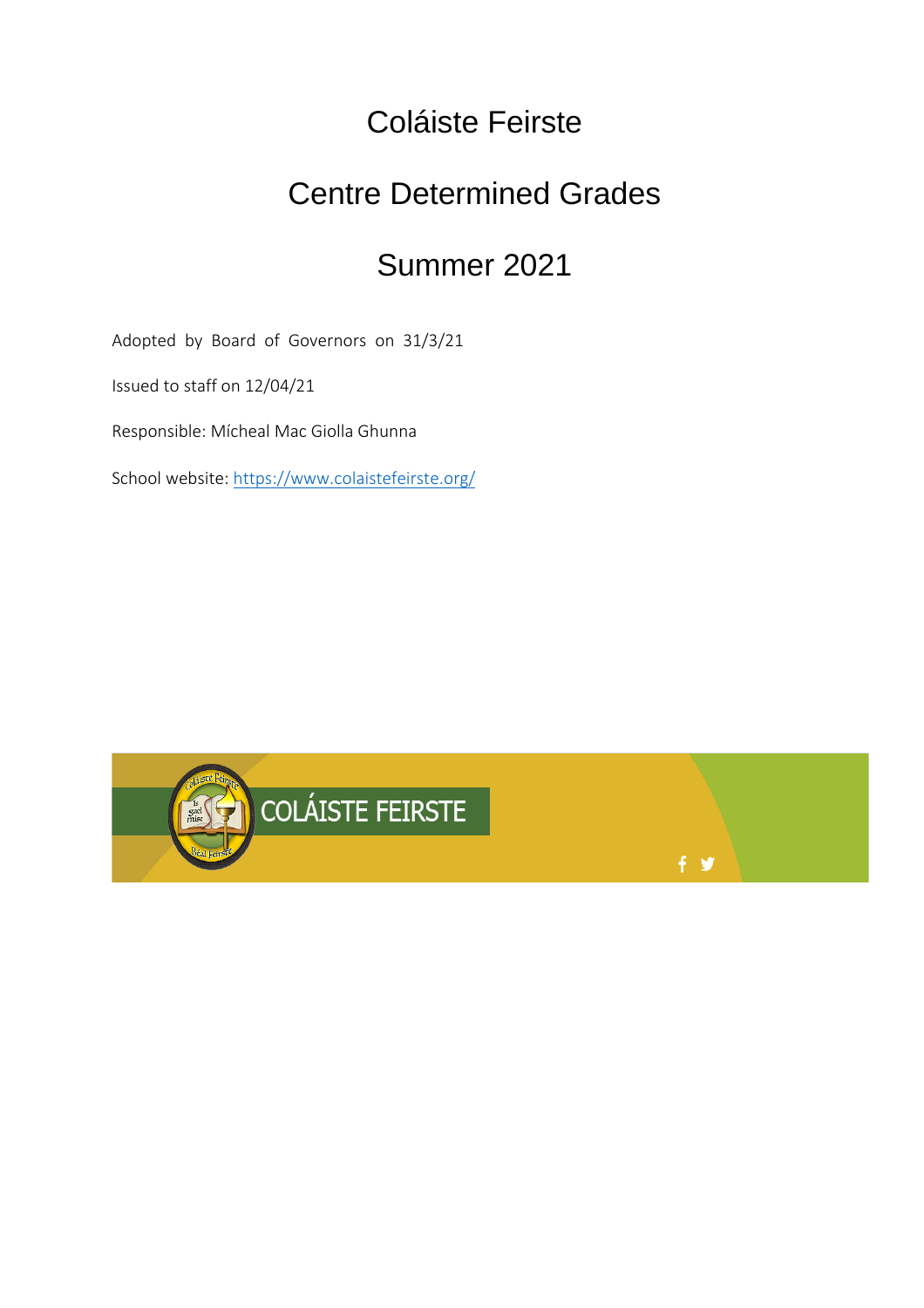# Coláiste Feirste

# Centre Determined Grades

# Summer 2021

Adopted by Board of Governors on 31/3/21

Issued to staff on 12/04/21

Responsible: Mícheal Mac Giolla Ghunna

School website: [https://www.colaistefeirste.org/](https://www.colaistefeirste.org/)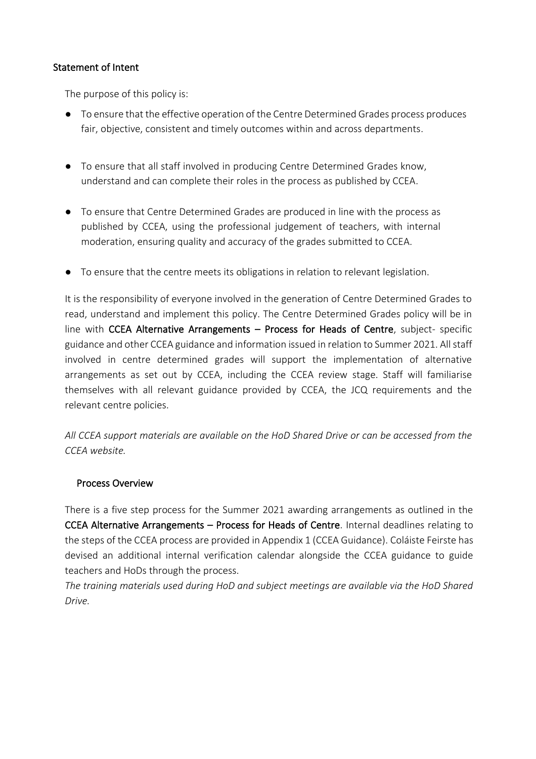## Statement of Intent

The purpose of this policy is:

- To ensure that the effective operation of the Centre Determined Grades process produces fair, objective, consistent and timely outcomes within and across departments.
- To ensure that all staff involved in producing Centre Determined Grades know, understand and can complete their roles in the process as published by CCEA.
- To ensure that Centre Determined Grades are produced in line with the process as published by CCEA, using the professional judgement of teachers, with internal moderation, ensuring quality and accuracy of the grades submitted to CCEA.
- To ensure that the centre meets its obligations in relation to relevant legislation.

It is the responsibility of everyone involved in the generation of Centre Determined Grades to read, understand and implement this policy. The Centre Determined Grades policy will be in line with **CCEA Alternative Arrangements – Process for Heads of Centre**, subject- specific guidance and other CCEA guidance and information issued in relation to Summer 2021. All staff involved in centre determined grades will support the implementation of alternative arrangements as set out by CCEA, including the CCEA review stage. Staff will familiarise themselves with all relevant guidance provided by CCEA, the JCQ requirements and the relevant centre policies.

*All CCEA support materials are available on the HoD Shared Drive or can be accessed from the CCEA website.*

## Process Overview

There is a five step process for the Summer 2021 awarding arrangements as outlined in the **CCEA Alternative Arrangements – Process for Heads of Centre**. Internal deadlines relating to the steps of the CCEA process are provided in Appendix 1 (CCEA Guidance). Coláiste Feirste has devised an additional internal verification calendar alongside the CCEA guidance to guide teachers and HoDs through the process.

*The training materials used during HoD and subject meetings are available via the HoD Shared Drive.*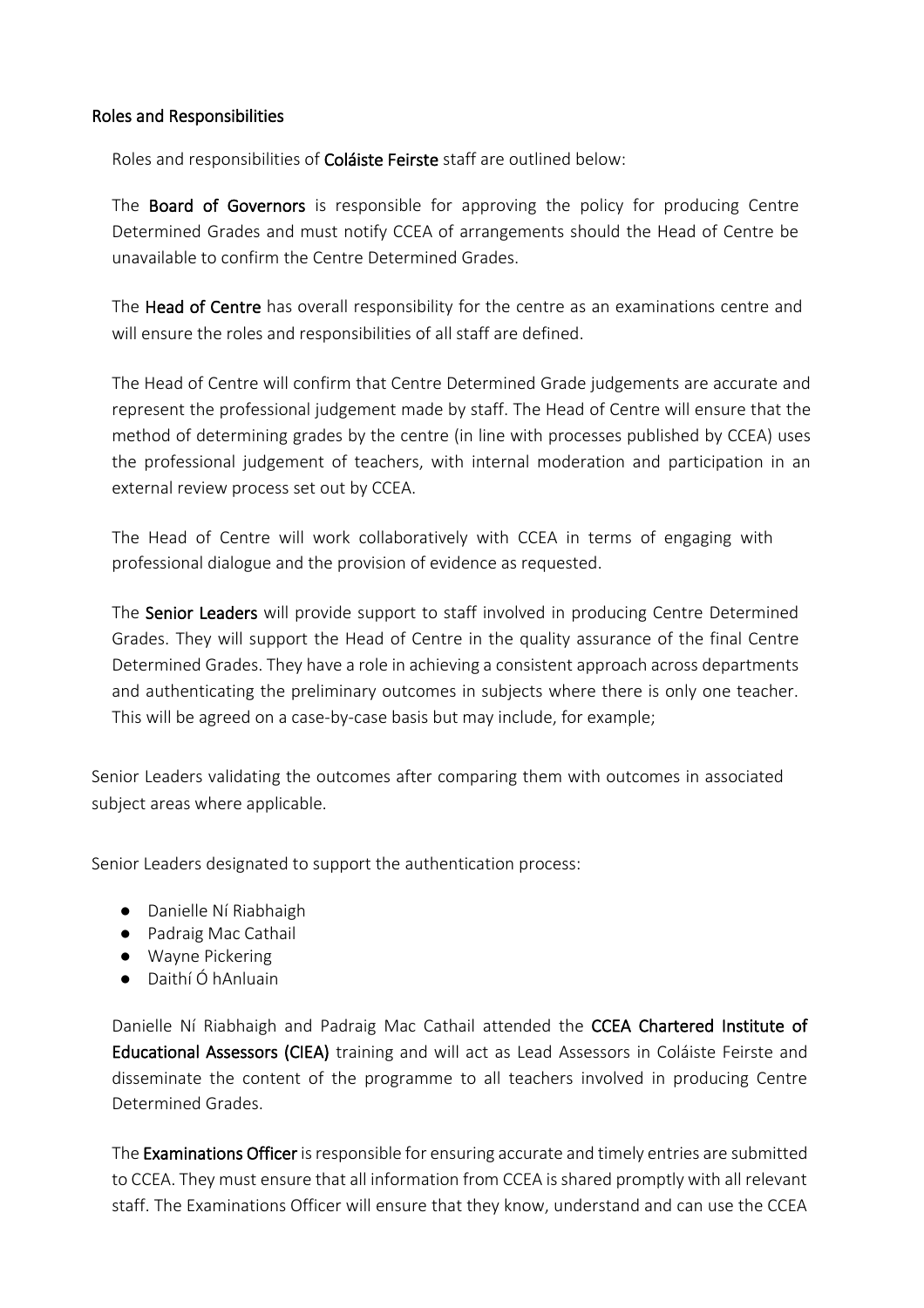## Roles and Responsibilities

Roles and responsibilities of **Coláiste Feirste** staff are outlined below:

The **Board of Governors** is responsible for approving the policy for producing Centre Determined Grades and must notify CCEA of arrangements should the Head of Centre be unavailable to confirm the Centre Determined Grades.

The **Head of Centre** has overall responsibility for the centre as an examinations centre and will ensure the roles and responsibilities of all staff are defined.

The Head of Centre will confirm that Centre Determined Grade judgements are accurate and represent the professional judgement made by staff. The Head of Centre will ensure that the method of determining grades by the centre (in line with processes published by CCEA) uses the professional judgement of teachers, with internal moderation and participation in an external review process set out by CCEA.

The Head of Centre will work collaboratively with CCEA in terms of engaging with professional dialogue and the provision of evidence as requested.

The **Senior Leaders** will provide support to staff involved in producing Centre Determined Grades. They will support the Head of Centre in the quality assurance of the final Centre Determined Grades. They have a role in achieving a consistent approach across departments and authenticating the preliminary outcomes in subjects where there is only one teacher. This will be agreed on a case-by-case basis but may include, for example;

Senior Leaders validating the outcomes after comparing them with outcomes in associated subject areas where applicable.

Senior Leaders designated to support the authentication process:

- Danielle Ní Riabhaigh
- Padraig Mac Cathail
- Wayne Pickering
- Daithí Ó hAnluain

Danielle Ní Riabhaigh and Padraig Mac Cathail attended the **CCEA Chartered Institute of Educational Assessors (CIEA)** training and will act as Lead Assessors in Coláiste Feirste and disseminate the content of the programme to all teachers involved in producing Centre Determined Grades.

The **Examinations Officer** is responsible for ensuring accurate and timely entries are submitted to CCEA. They must ensure that all information from CCEA is shared promptly with all relevant staff. The Examinations Officer will ensure that they know, understand and can use the CCEA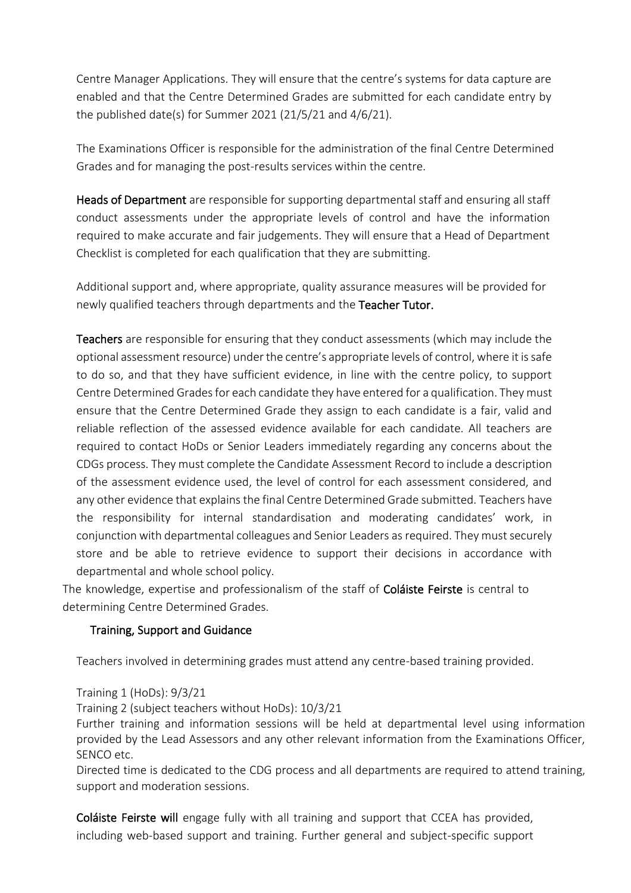Centre Manager Applications. They will ensure that the centre's systems for data capture are enabled and that the Centre Determined Grades are submitted for each candidate entry by the published date(s) for Summer 2021 (21/5/21 and 4/6/21).

The Examinations Officer is responsible for the administration of the final Centre Determined Grades and for managing the post-results services within the centre.

**Heads of Department** are responsible for supporting departmental staff and ensuring all staff conduct assessments under the appropriate levels of control and have the information required to make accurate and fair judgements. They will ensure that a Head of Department Checklist is completed for each qualification that they are submitting.

Additional support and, where appropriate, quality assurance measures will be provided for newly qualified teachers through departments and the **Teacher Tutor.**

**Teachers** are responsible for ensuring that they conduct assessments (which may include the optional assessment resource) under the centre's appropriate levels of control, where it is safe to do so, and that they have sufficient evidence, in line with the centre policy, to support Centre Determined Grades for each candidate they have entered for a qualification. They must ensure that the Centre Determined Grade they assign to each candidate is a fair, valid and reliable reflection of the assessed evidence available for each candidate. All teachers are required to contact HoDs or Senior Leaders immediately regarding any concerns about the CDGs process. They must complete the Candidate Assessment Record to include a description of the assessment evidence used, the level of control for each assessment considered, and any other evidence that explains the final Centre Determined Grade submitted. Teachers have the responsibility for internal standardisation and moderating candidates' work, in conjunction with departmental colleagues and Senior Leaders as required. They must securely store and be able to retrieve evidence to support their decisions in accordance with departmental and whole school policy.

The knowledge, expertise and professionalism of the staff of **Coláiste Feirste** is central to determining Centre Determined Grades.

## Training, Support and Guidance

Teachers involved in determining grades must attend any centre-based training provided.

Training 1 (HoDs): 9/3/21

Training 2 (subject teachers without HoDs): 10/3/21

Further training and information sessions will be held at departmental level using information provided by the Lead Assessors and any other relevant information from the Examinations Officer, SENCO etc.

Directed time is dedicated to the CDG process and all departments are required to attend training, support and moderation sessions.

**Coláiste Feirste will** engage fully with all training and support that CCEA has provided, including web-based support and training. Further general and subject-specific support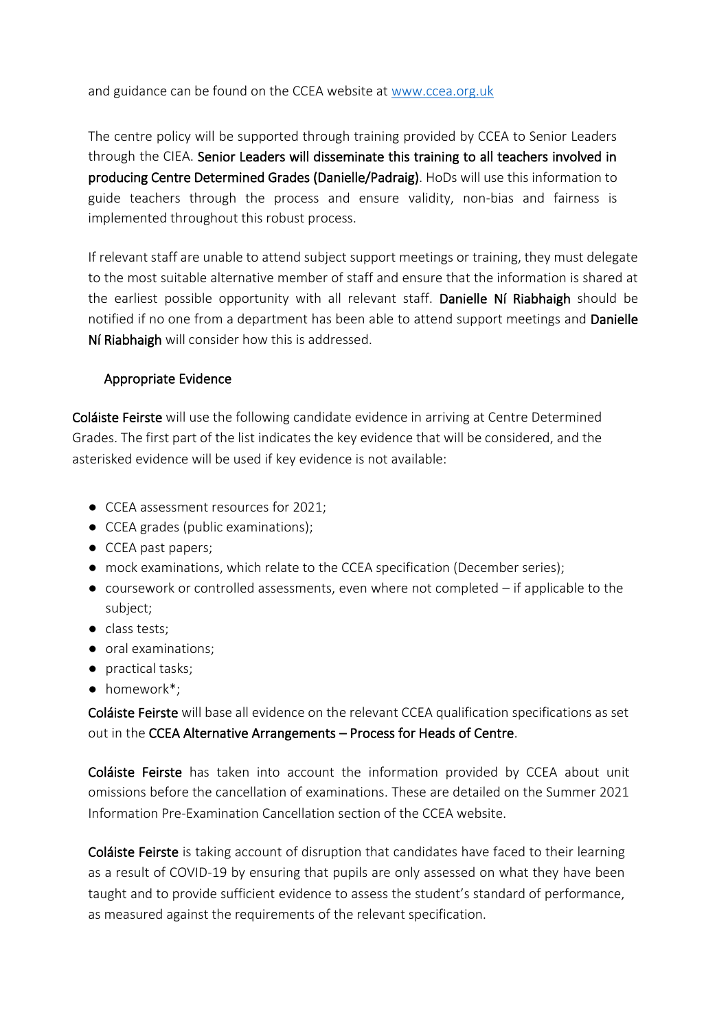and guidance can be found on the CCEA website at [www.ccea.org.uk](http://www.ccea.org.uk)

The centre policy will be supported through training provided by CCEA to Senior Leaders through the CIEA. **Senior Leaders will disseminate this training to all teachers involved in producing Centre Determined Grades (Danielle/Padraig)**. HoDs will use this information to guide teachers through the process and ensure validity, non-bias and fairness is implemented throughout this robust process.

If relevant staff are unable to attend subject support meetings or training, they must delegate to the most suitable alternative member of staff and ensure that the information is shared at the earliest possible opportunity with all relevant staff. **Danielle Ní Riabhaigh** should be notified if no one from a department has been able to attend support meetings and **Danielle Ní Riabhaigh** will consider how this is addressed.

## Appropriate Evidence

**Coláiste Feirste** will use the following candidate evidence in arriving at Centre Determined Grades. The first part of the list indicates the key evidence that will be considered, and the asterisked evidence will be used if key evidence is not available:

- CCEA assessment resources for 2021;
- CCEA grades (public examinations);
- CCEA past papers;
- mock examinations, which relate to the CCEA specification (December series);
- coursework or controlled assessments, even where not completed – if applicable to the subject;
- class tests;
- oral examinations;
- practical tasks;
- homework*;

**Coláiste Feirste** will base all evidence on the relevant CCEA qualification specifications as set out in the **CCEA Alternative Arrangements – Process for Heads of Centre**.

**Coláiste Feirste** has taken into account the information provided by CCEA about unit omissions before the cancellation of examinations. These are detailed on the Summer 2021 Information Pre-Examination Cancellation section of the CCEA website.

**Coláiste Feirste** is taking account of disruption that candidates have faced to their learning as a result of COVID-19 by ensuring that pupils are only assessed on what they have been taught and to provide sufficient evidence to assess the student's standard of performance, as measured against the requirements of the relevant specification.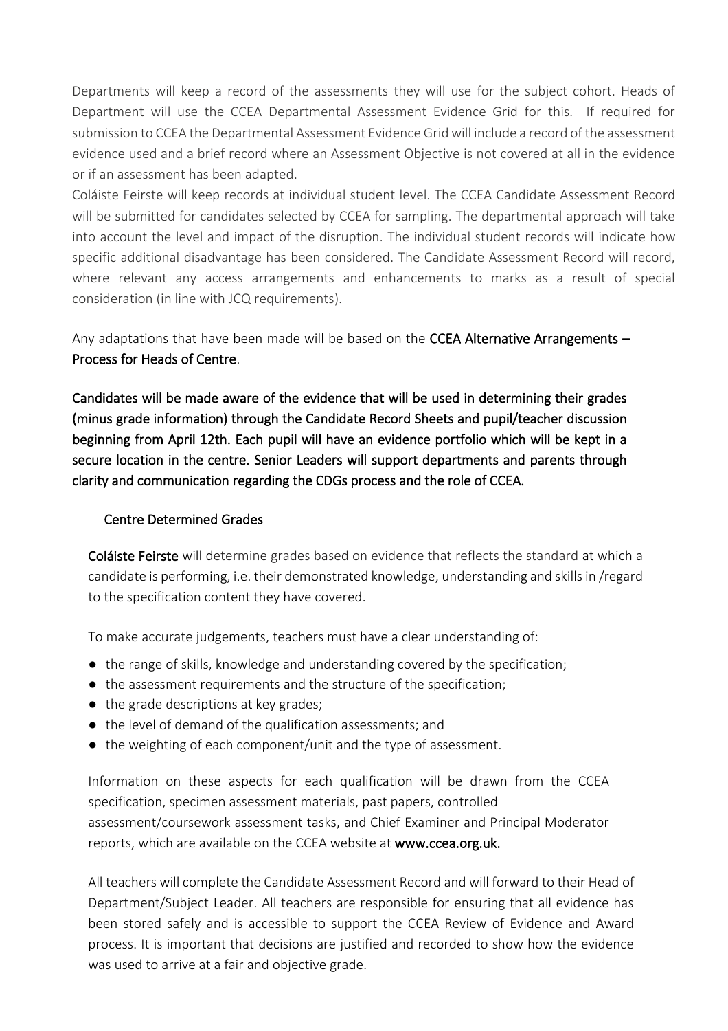Departments will keep a record of the assessments they will use for the subject cohort. Heads of Department will use the CCEA Departmental Assessment Evidence Grid for this. If required for submission to CCEA the Departmental Assessment Evidence Grid will include a record of the assessment evidence used and a brief record where an Assessment Objective is not covered at all in the evidence or if an assessment has been adapted.

Coláiste Feirste will keep records at individual student level. The CCEA Candidate Assessment Record will be submitted for candidates selected by CCEA for sampling. The departmental approach will take into account the level and impact of the disruption. The individual student records will indicate how specific additional disadvantage has been considered. The Candidate Assessment Record will record, where relevant any access arrangements and enhancements to marks as a result of special consideration (in line with JCQ requirements).

Any adaptations that have been made will be based on the **CCEA Alternative Arrangements – Process for Heads of Centre**.

**Candidates will be made aware of the evidence that will be used in determining their grades (minus grade information) through the Candidate Record Sheets and pupil/teacher discussion beginning from April 12th. Each pupil will have an evidence portfolio which will be kept in a secure location in the centre. Senior Leaders will support departments and parents through clarity and communication regarding the CDGs process and the role of CCEA.**

## Centre Determined Grades

**Coláiste Feirste** will determine grades based on evidence that reflects the standard at which a candidate is performing, i.e. their demonstrated knowledge, understanding and skills in /regard to the specification content they have covered.

To make accurate judgements, teachers must have a clear understanding of:

- the range of skills, knowledge and understanding covered by the specification;
- the assessment requirements and the structure of the specification;
- the grade descriptions at key grades;
- the level of demand of the qualification assessments; and
- the weighting of each component/unit and the type of assessment.

Information on these aspects for each qualification will be drawn from the CCEA specification, specimen assessment materials, past papers, controlled assessment/coursework assessment tasks, and Chief Examiner and Principal Moderator reports, which are available on the CCEA website at **www.ccea.org.uk.**

All teachers will complete the Candidate Assessment Record and will forward to their Head of Department/Subject Leader. All teachers are responsible for ensuring that all evidence has been stored safely and is accessible to support the CCEA Review of Evidence and Award process. It is important that decisions are justified and recorded to show how the evidence was used to arrive at a fair and objective grade.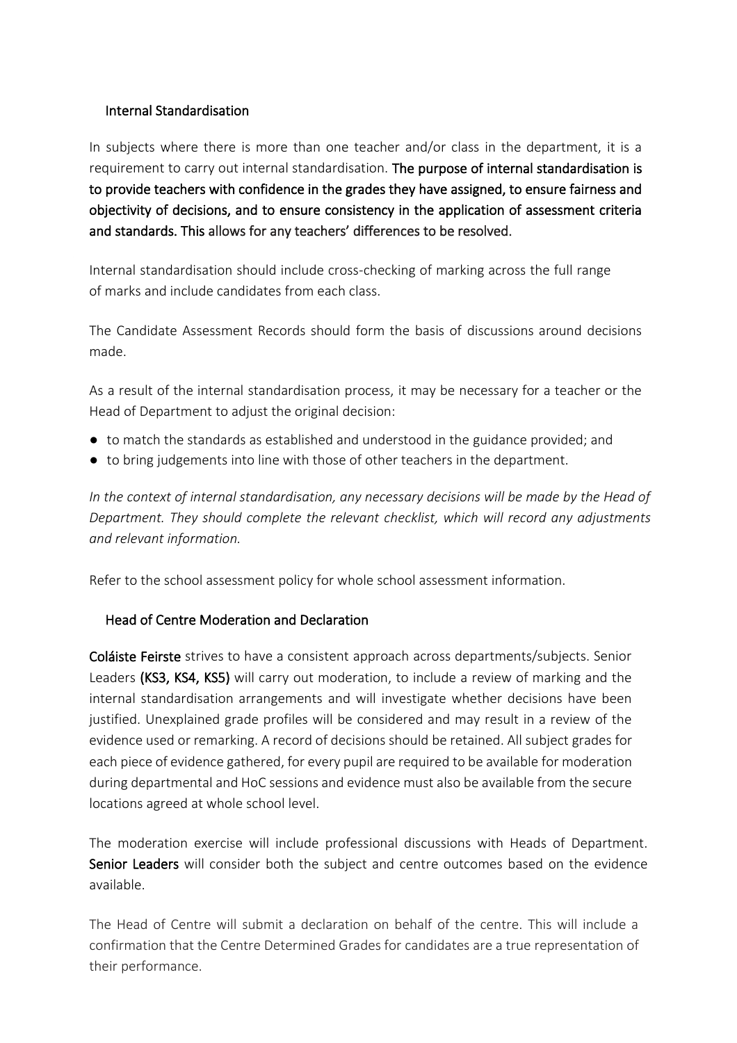## Internal Standardisation

In subjects where there is more than one teacher and/or class in the department, it is a requirement to carry out internal standardisation. **The purpose of internal standardisation is to provide teachers with confidence in the grades they have assigned, to ensure fairness and objectivity of decisions, and to ensure consistency in the application of assessment criteria and standards. This** allows for any teachers' differences to be resolved.

Internal standardisation should include cross-checking of marking across the full range of marks and include candidates from each class.

The Candidate Assessment Records should form the basis of discussions around decisions made.

As a result of the internal standardisation process, it may be necessary for a teacher or the Head of Department to adjust the original decision:

- to match the standards as established and understood in the guidance provided; and
- to bring judgements into line with those of other teachers in the department.

*In the context of internal standardisation, any necessary decisions will be made by the Head of Department. They should complete the relevant checklist, which will record any adjustments and relevant information.*

Refer to the school assessment policy for whole school assessment information.

## Head of Centre Moderation and Declaration

**Coláiste Feirste** strives to have a consistent approach across departments/subjects. Senior Leaders **(KS3, KS4, KS5)** will carry out moderation, to include a review of marking and the internal standardisation arrangements and will investigate whether decisions have been justified. Unexplained grade profiles will be considered and may result in a review of the evidence used or remarking. A record of decisions should be retained. All subject grades for each piece of evidence gathered, for every pupil are required to be available for moderation during departmental and HoC sessions and evidence must also be available from the secure locations agreed at whole school level.

The moderation exercise will include professional discussions with Heads of Department. **Senior Leaders** will consider both the subject and centre outcomes based on the evidence available.

The Head of Centre will submit a declaration on behalf of the centre. This will include a confirmation that the Centre Determined Grades for candidates are a true representation of their performance.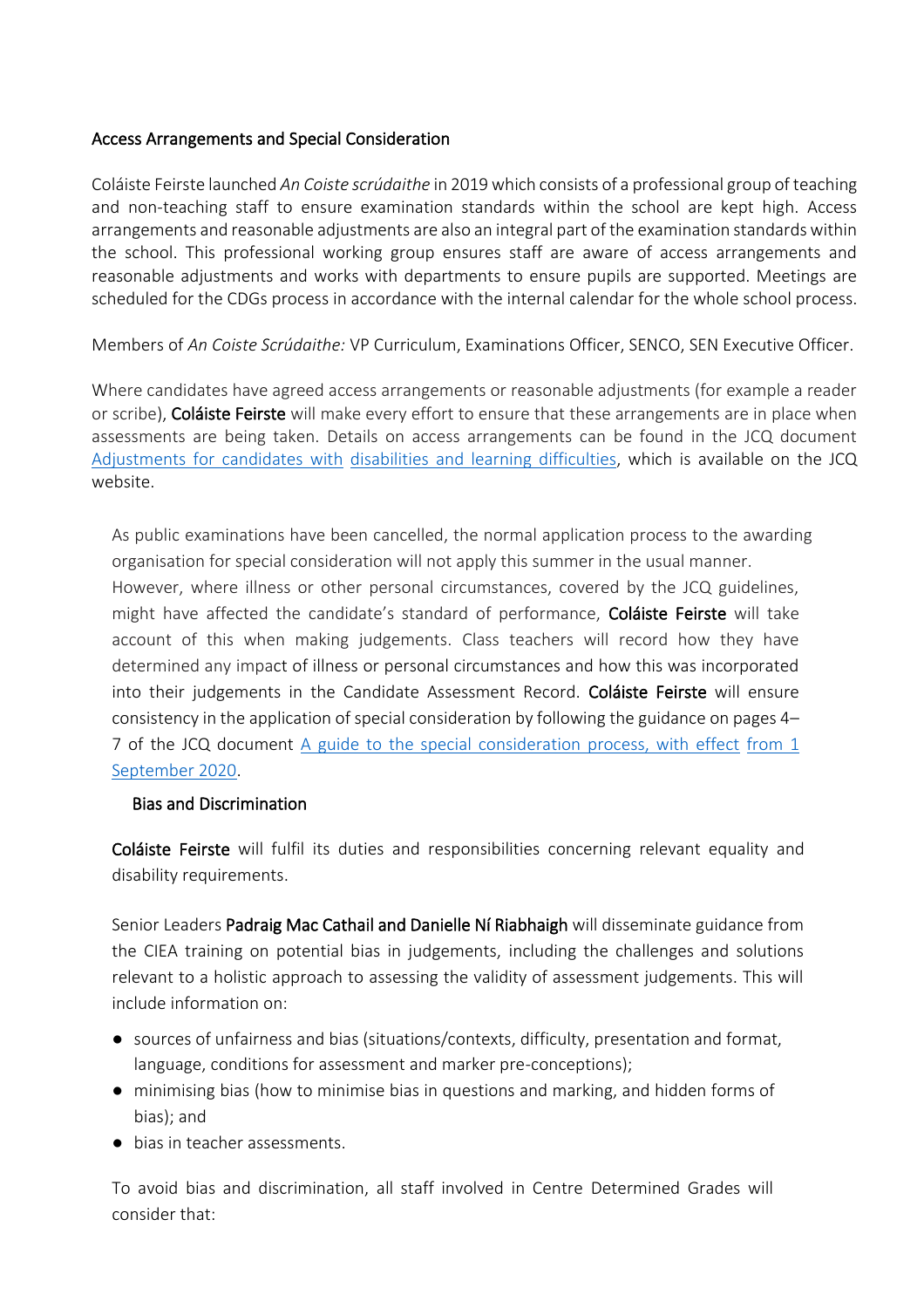## Access Arrangements and Special Consideration

Coláiste Feirste launched *An Coiste scrúdaithe* in 2019 which consists of a professional group of teaching and non-teaching staff to ensure examination standards within the school are kept high. Access arrangements and reasonable adjustments are also an integral part of the examination standards within the school. This professional working group ensures staff are aware of access arrangements and reasonable adjustments and works with departments to ensure pupils are supported. Meetings are scheduled for the CDGs process in accordance with the internal calendar for the whole school process.

Members of *An Coiste Scrúdaithe:* VP Curriculum, Examinations Officer, SENCO, SEN Executive Officer.

Where candidates have agreed access arrangements or reasonable adjustments (for example a reader or scribe), **Coláiste Feirste** will make every effort to ensure that these arrangements are in place when assessments are being taken. Details on access arrangements can be found in the JCQ document Adjustments for candidates with disabilities and learning difficulties, which is available on the JCQ website.

As public examinations have been cancelled, the normal application process to the awarding organisation for special consideration will not apply this summer in the usual manner. However, where illness or other personal circumstances, covered by the JCQ guidelines, might have affected the candidate's standard of performance, **Coláiste Feirste** will take account of this when making judgements. Class teachers will record how they have determined any impact of illness or personal circumstances and how this was incorporated into their judgements in the Candidate Assessment Record. **Coláiste Feirste** will ensure consistency in the application of special consideration by following the guidance on pages 4–7 of the JCQ document A guide to the special consideration process, with effect from 1 September 2020.

## Bias and Discrimination

**Coláiste Feirste** will fulfil its duties and responsibilities concerning relevant equality and disability requirements.

Senior Leaders **Padraig Mac Cathail and Danielle Ní Riabhaigh** will disseminate guidance from the CIEA training on potential bias in judgements, including the challenges and solutions relevant to a holistic approach to assessing the validity of assessment judgements. This will include information on:

- sources of unfairness and bias (situations/contexts, difficulty, presentation and format, language, conditions for assessment and marker pre-conceptions);
- minimising bias (how to minimise bias in questions and marking, and hidden forms of bias); and
- bias in teacher assessments.

To avoid bias and discrimination, all staff involved in Centre Determined Grades will consider that: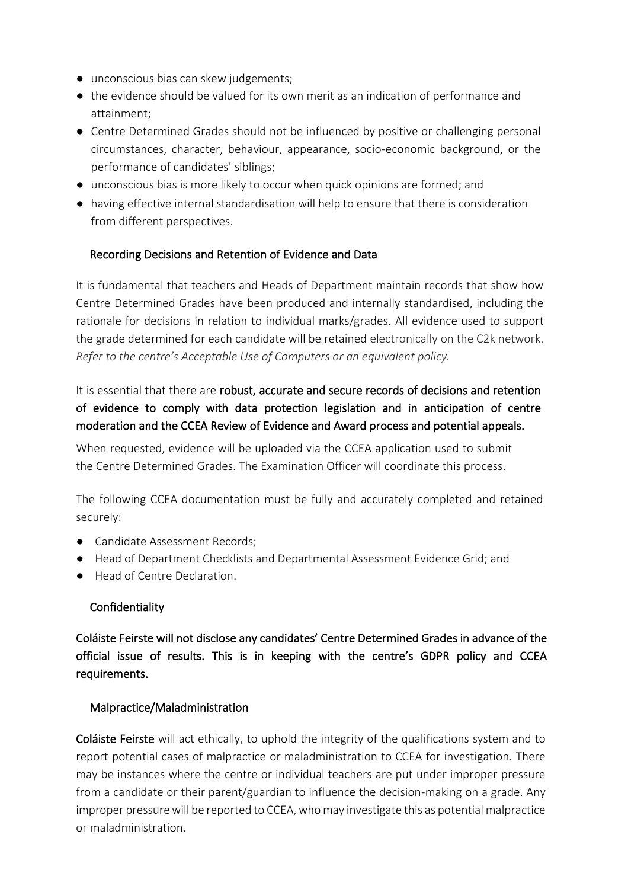- unconscious bias can skew judgements;
- the evidence should be valued for its own merit as an indication of performance and attainment;
- Centre Determined Grades should not be influenced by positive or challenging personal circumstances, character, behaviour, appearance, socio-economic background, or the performance of candidates' siblings;
- unconscious bias is more likely to occur when quick opinions are formed; and
- having effective internal standardisation will help to ensure that there is consideration from different perspectives.

## Recording Decisions and Retention of Evidence and Data

It is fundamental that teachers and Heads of Department maintain records that show how Centre Determined Grades have been produced and internally standardised, including the rationale for decisions in relation to individual marks/grades. All evidence used to support the grade determined for each candidate will be retained electronically on the C2k network. *Refer to the centre's Acceptable Use of Computers or an equivalent policy.*

It is essential that there are **robust, accurate and secure records of decisions and retention of evidence to comply with data protection legislation and in anticipation of centre moderation and the CCEA Review of Evidence and Award process and potential appeals.**

When requested, evidence will be uploaded via the CCEA application used to submit the Centre Determined Grades. The Examination Officer will coordinate this process.

The following CCEA documentation must be fully and accurately completed and retained securely:

- Candidate Assessment Records;
- Head of Department Checklists and Departmental Assessment Evidence Grid; and
- Head of Centre Declaration.

## Confidentiality

**Coláiste Feirste will not disclose any candidates' Centre Determined Grades in advance of the official issue of results. This is in keeping with the centre's GDPR policy and CCEA requirements.**

## Malpractice/Maladministration

**Coláiste Feirste** will act ethically, to uphold the integrity of the qualifications system and to report potential cases of malpractice or maladministration to CCEA for investigation. There may be instances where the centre or individual teachers are put under improper pressure from a candidate or their parent/guardian to influence the decision-making on a grade. Any improper pressure will be reported to CCEA, who may investigate this as potential malpractice or maladministration.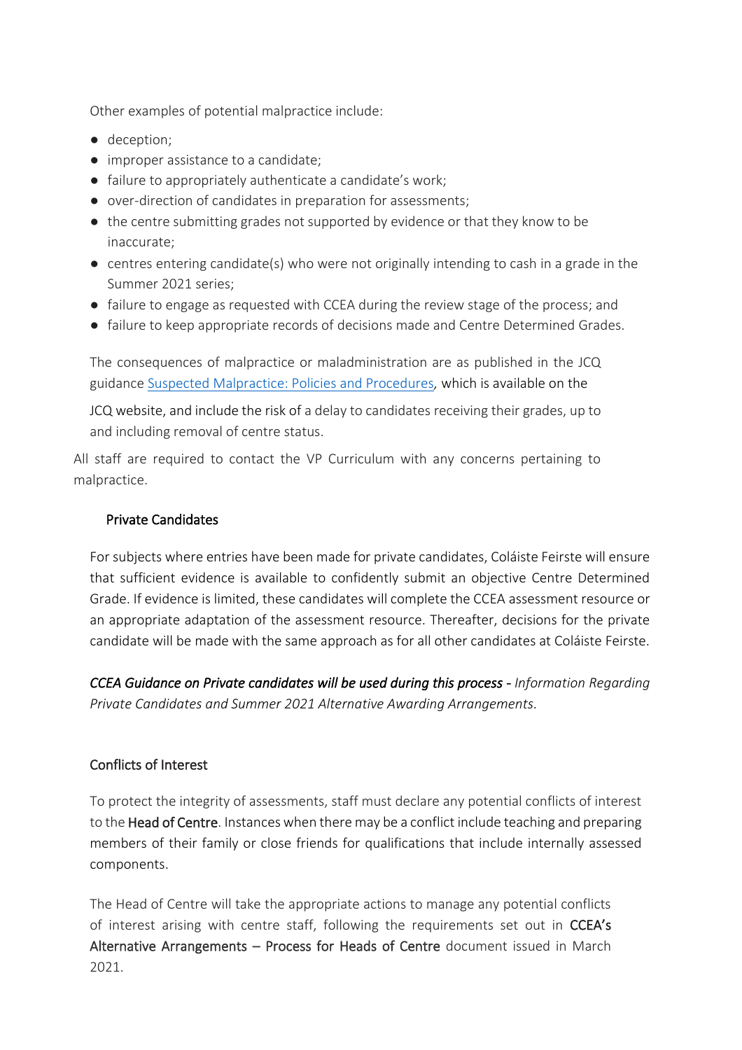Other examples of potential malpractice include:

- deception;
- improper assistance to a candidate;
- failure to appropriately authenticate a candidate's work;
- over-direction of candidates in preparation for assessments;
- the centre submitting grades not supported by evidence or that they know to be inaccurate;
- centres entering candidate(s) who were not originally intending to cash in a grade in the Summer 2021 series;
- failure to engage as requested with CCEA during the review stage of the process; and
- failure to keep appropriate records of decisions made and Centre Determined Grades.

The consequences of malpractice or maladministration are as published in the JCQ guidance Suspected Malpractice: Policies and Procedures*,* which is available on the JCQ website, and include the risk of a delay to candidates receiving their grades, up to and including removal of centre status.

All staff are required to contact the VP Curriculum with any concerns pertaining to malpractice.

## Private Candidates

For subjects where entries have been made for private candidates, Coláiste Feirste will ensure that sufficient evidence is available to confidently submit an objective Centre Determined Grade. If evidence is limited, these candidates will complete the CCEA assessment resource or an appropriate adaptation of the assessment resource. Thereafter, decisions for the private candidate will be made with the same approach as for all other candidates at Coláiste Feirste.

*CCEA Guidance on Private candidates will be used during this process - Information Regarding Private Candidates and Summer 2021 Alternative Awarding Arrangements.*

## Conflicts of Interest

To protect the integrity of assessments, staff must declare any potential conflicts of interest to the **Head of Centre**. Instances when there may be a conflict include teaching and preparing members of their family or close friends for qualifications that include internally assessed components.

The Head of Centre will take the appropriate actions to manage any potential conflicts of interest arising with centre staff, following the requirements set out in **CCEA's Alternative Arrangements – Process for Heads of Centre** document issued in March 2021.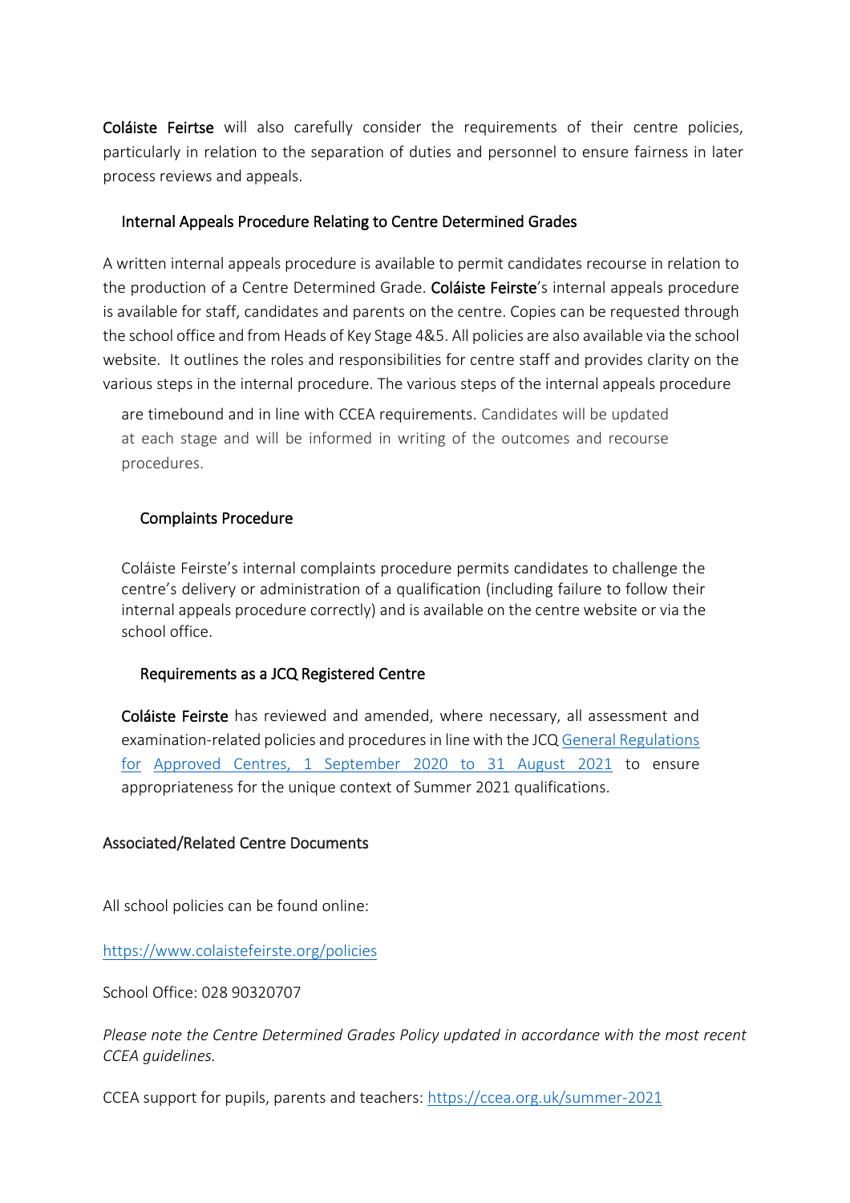**Coláiste Feirtse** will also carefully consider the requirements of their centre policies, particularly in relation to the separation of duties and personnel to ensure fairness in later process reviews and appeals.

### Internal Appeals Procedure Relating to Centre Determined Grades

A written internal appeals procedure is available to permit candidates recourse in relation to the production of a Centre Determined Grade. **Coláiste Feirste**'s internal appeals procedure is available for staff, candidates and parents on the centre. Copies can be requested through the school office and from Heads of Key Stage 4&5. All policies are also available via the school website. It outlines the roles and responsibilities for centre staff and provides clarity on the various steps in the internal procedure. The various steps of the internal appeals procedure are timebound and in line with CCEA requirements. Candidates will be updated at each stage and will be informed in writing of the outcomes and recourse procedures.

### Complaints Procedure

Coláiste Feirste's internal complaints procedure permits candidates to challenge the centre's delivery or administration of a qualification (including failure to follow their internal appeals procedure correctly) and is available on the centre website or via the school office.

### Requirements as a JCQ Registered Centre

**Coláiste Feirste** has reviewed and amended, where necessary, all assessment and examination-related policies and procedures in line with the JCQ [General Regulations for Approved Centres, 1 September 2020 to 31 August 2021]() to ensure appropriateness for the unique context of Summer 2021 qualifications.

### Associated/Related Centre Documents

All school policies can be found online:

https://www.colaistefeirste.org/policies

School Office: 028 90320707

*Please note the Centre Determined Grades Policy updated in accordance with the most recent CCEA guidelines.*

CCEA support for pupils, parents and teachers: https://ccea.org.uk/summer-2021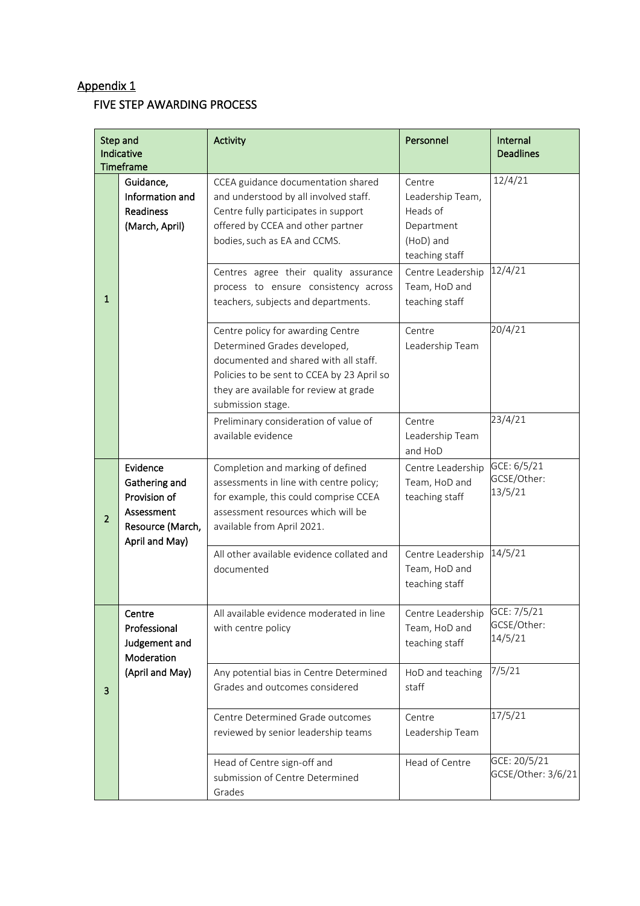## Appendix 1

### FIVE STEP AWARDING PROCESS

| Step and Indicative Timeframe | | Activity | Personnel | Internal Deadlines |
|---|---|---|---|---|
| 1 | Guidance, Information and Readiness (March, April) | CCEA guidance documentation shared and understood by all involved staff. Centre fully participates in support offered by CCEA and other partner bodies, such as EA and CCMS. | Centre Leadership Team, Heads of Department (HoD) and teaching staff | 12/4/21 |
| | | Centres agree their quality assurance process to ensure consistency across teachers, subjects and departments. | Centre Leadership Team, HoD and teaching staff | 12/4/21 |
| | | Centre policy for awarding Centre Determined Grades developed, documented and shared with all staff. Policies to be sent to CCEA by 23 April so they are available for review at grade submission stage. | Centre Leadership Team | 20/4/21 |
| | | Preliminary consideration of value of available evidence | Centre Leadership Team and HoD | 23/4/21 |
| 2 | Evidence Gathering and Provision of Assessment Resource (March, April and May) | Completion and marking of defined assessments in line with centre policy; for example, this could comprise CCEA assessment resources which will be available from April 2021. | Centre Leadership Team, HoD and teaching staff | GCE: 6/5/21<br>GCSE/Other: 13/5/21 |
| | | All other available evidence collated and documented | Centre Leadership Team, HoD and teaching staff | 14/5/21 |
| 3 | Centre Professional Judgement and Moderation (April and May) | All available evidence moderated in line with centre policy | Centre Leadership Team, HoD and teaching staff | GCE: 7/5/21<br>GCSE/Other: 14/5/21 |
| | | Any potential bias in Centre Determined Grades and outcomes considered | HoD and teaching staff | 7/5/21 |
| | | Centre Determined Grade outcomes reviewed by senior leadership teams | Centre Leadership Team | 17/5/21 |
| | | Head of Centre sign-off and submission of Centre Determined Grades | Head of Centre | GCE: 20/5/21<br>GCSE/Other: 3/6/21 |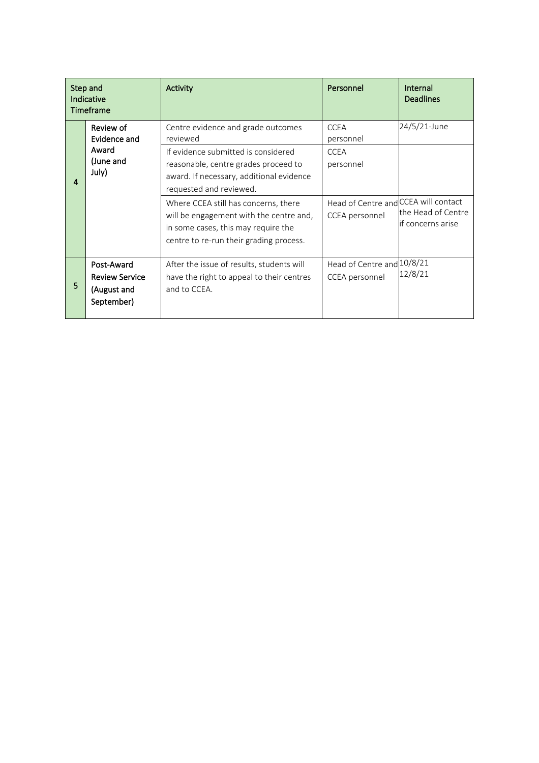| Step and Indicative Timeframe | | Activity | Personnel | Internal Deadlines |
| --- | --- | --- | --- | --- |
| 4 | Review of Evidence and Award (June and July) | Centre evidence and grade outcomes reviewed | CCEA personnel | 24/5/21-June |
| | | If evidence submitted is considered reasonable, centre grades proceed to award. If necessary, additional evidence requested and reviewed. | CCEA personnel | |
| | | Where CCEA still has concerns, there will be engagement with the centre and, in some cases, this may require the centre to re-run their grading process. | Head of Centre and CCEA personnel | CCEA will contact the Head of Centre if concerns arise |
| 5 | Post-Award Review Service (August and September) | After the issue of results, students will have the right to appeal to their centres and to CCEA. | Head of Centre and CCEA personnel | 10/8/21 12/8/21 |